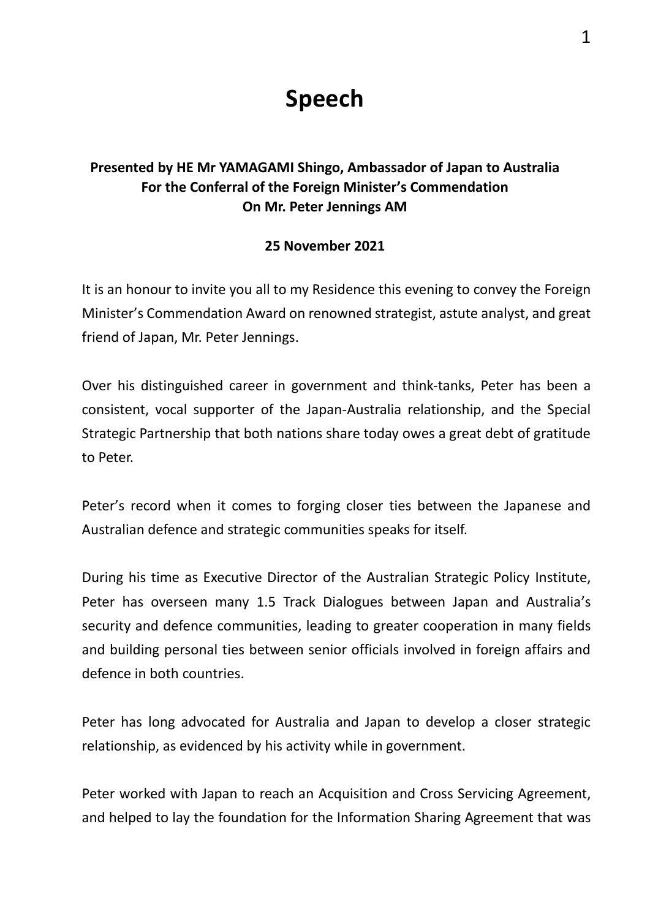# Speech

**Presented by HE Mr YAMAGAMI Shingo, Ambassador of Japan to Australia**
**For the Conferral of the Foreign Minister's Commendation**
**On Mr. Peter Jennings AM**

**25 November 2021**

It is an honour to invite you all to my Residence this evening to convey the Foreign Minister's Commendation Award on renowned strategist, astute analyst, and great friend of Japan, Mr. Peter Jennings.

Over his distinguished career in government and think-tanks, Peter has been a consistent, vocal supporter of the Japan-Australia relationship, and the Special Strategic Partnership that both nations share today owes a great debt of gratitude to Peter.

Peter's record when it comes to forging closer ties between the Japanese and Australian defence and strategic communities speaks for itself.

During his time as Executive Director of the Australian Strategic Policy Institute, Peter has overseen many 1.5 Track Dialogues between Japan and Australia's security and defence communities, leading to greater cooperation in many fields and building personal ties between senior officials involved in foreign affairs and defence in both countries.

Peter has long advocated for Australia and Japan to develop a closer strategic relationship, as evidenced by his activity while in government.

Peter worked with Japan to reach an Acquisition and Cross Servicing Agreement, and helped to lay the foundation for the Information Sharing Agreement that was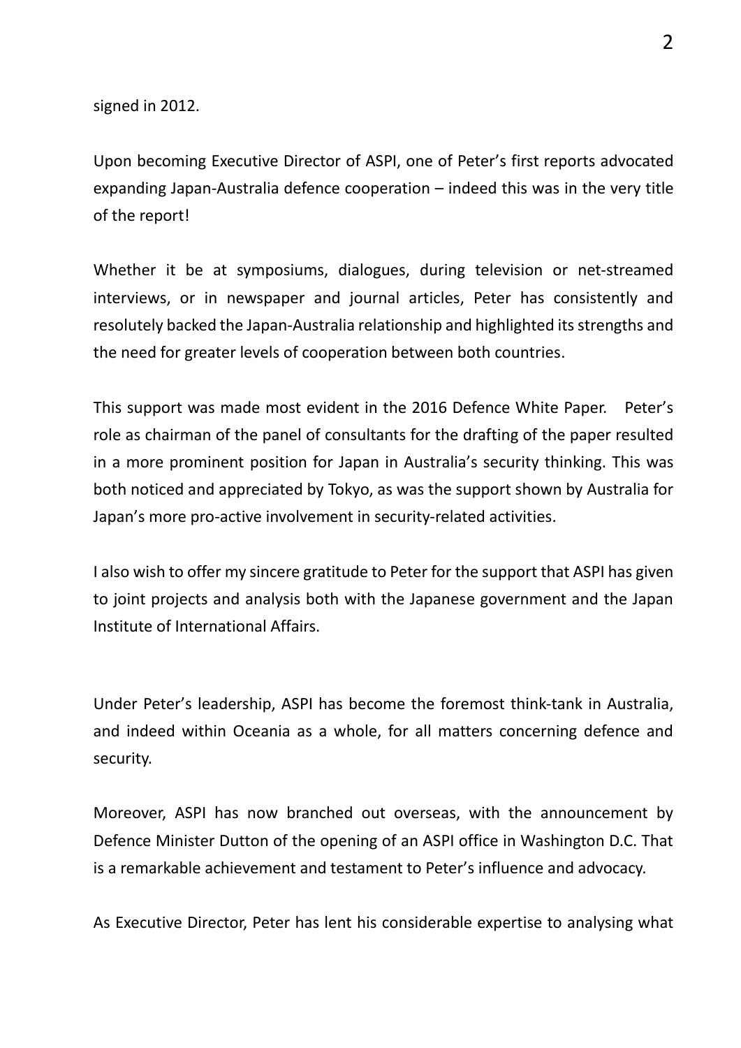signed in 2012.

Upon becoming Executive Director of ASPI, one of Peter's first reports advocated expanding Japan-Australia defence cooperation – indeed this was in the very title of the report!

Whether it be at symposiums, dialogues, during television or net-streamed interviews, or in newspaper and journal articles, Peter has consistently and resolutely backed the Japan-Australia relationship and highlighted its strengths and the need for greater levels of cooperation between both countries.

This support was made most evident in the 2016 Defence White Paper. Peter's role as chairman of the panel of consultants for the drafting of the paper resulted in a more prominent position for Japan in Australia's security thinking. This was both noticed and appreciated by Tokyo, as was the support shown by Australia for Japan's more pro-active involvement in security-related activities.

I also wish to offer my sincere gratitude to Peter for the support that ASPI has given to joint projects and analysis both with the Japanese government and the Japan Institute of International Affairs.

Under Peter's leadership, ASPI has become the foremost think-tank in Australia, and indeed within Oceania as a whole, for all matters concerning defence and security.

Moreover, ASPI has now branched out overseas, with the announcement by Defence Minister Dutton of the opening of an ASPI office in Washington D.C. That is a remarkable achievement and testament to Peter's influence and advocacy.

As Executive Director, Peter has lent his considerable expertise to analysing what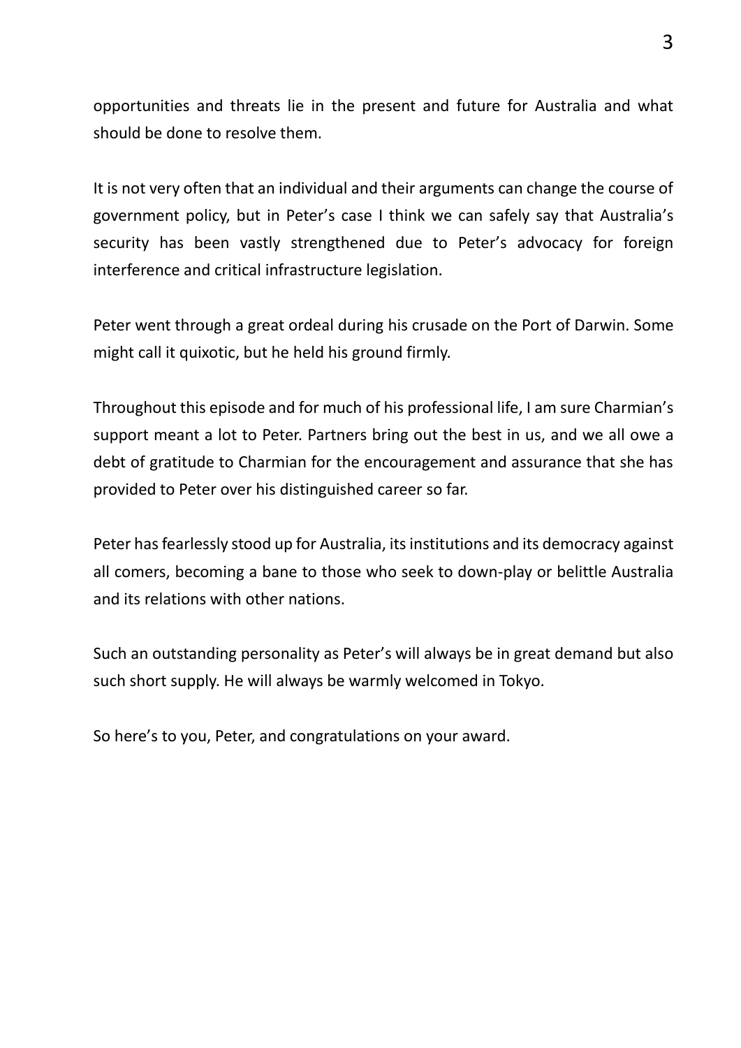opportunities and threats lie in the present and future for Australia and what should be done to resolve them.

It is not very often that an individual and their arguments can change the course of government policy, but in Peter's case I think we can safely say that Australia's security has been vastly strengthened due to Peter's advocacy for foreign interference and critical infrastructure legislation.

Peter went through a great ordeal during his crusade on the Port of Darwin. Some might call it quixotic, but he held his ground firmly.

Throughout this episode and for much of his professional life, I am sure Charmian's support meant a lot to Peter. Partners bring out the best in us, and we all owe a debt of gratitude to Charmian for the encouragement and assurance that she has provided to Peter over his distinguished career so far.

Peter has fearlessly stood up for Australia, its institutions and its democracy against all comers, becoming a bane to those who seek to down-play or belittle Australia and its relations with other nations.

Such an outstanding personality as Peter's will always be in great demand but also such short supply. He will always be warmly welcomed in Tokyo.

So here's to you, Peter, and congratulations on your award.